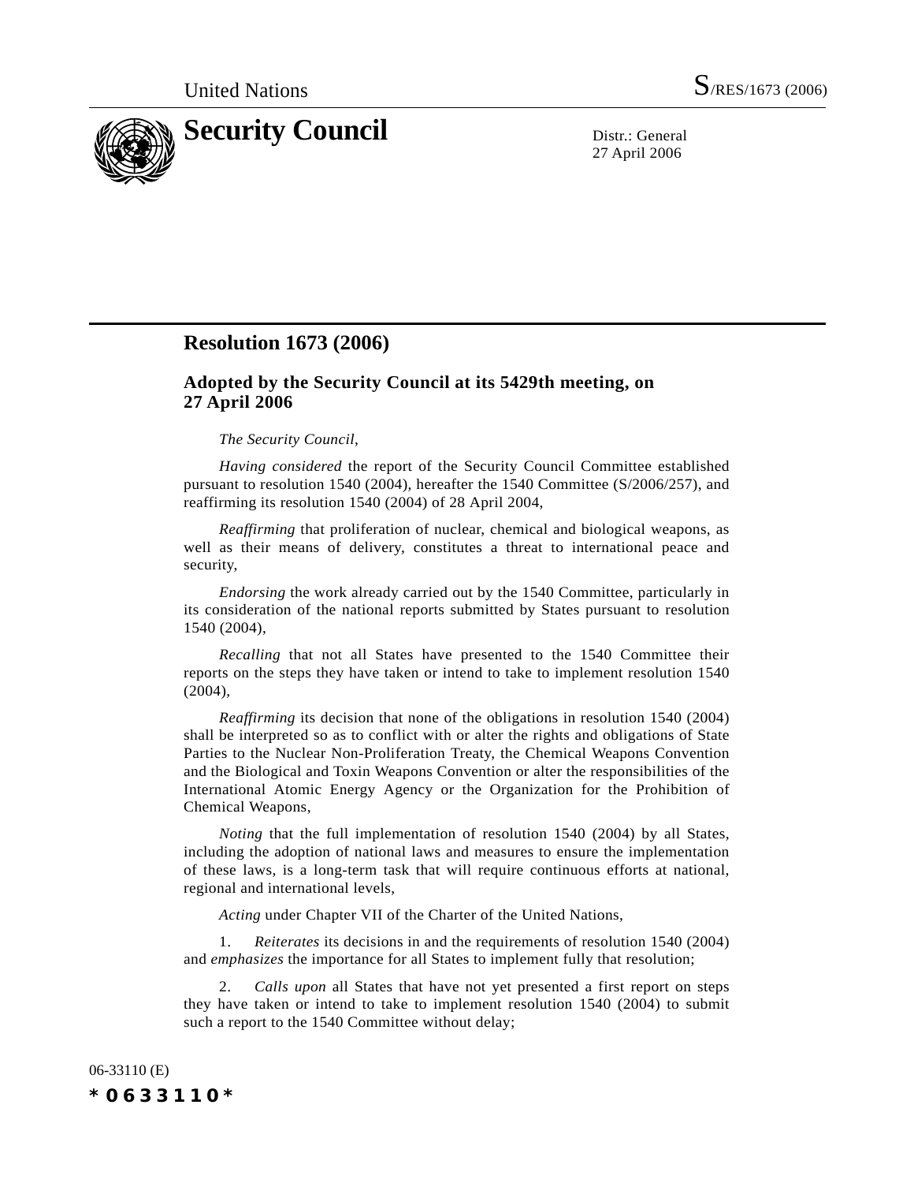United Nations S/RES/1673 (2006)

# Security Council

Distr.: General
27 April 2006

## Resolution 1673 (2006)

### Adopted by the Security Council at its 5429th meeting, on 27 April 2006

*The Security Council*,

*Having considered* the report of the Security Council Committee established pursuant to resolution 1540 (2004), hereafter the 1540 Committee (S/2006/257), and reaffirming its resolution 1540 (2004) of 28 April 2004,

*Reaffirming* that proliferation of nuclear, chemical and biological weapons, as well as their means of delivery, constitutes a threat to international peace and security,

*Endorsing* the work already carried out by the 1540 Committee, particularly in its consideration of the national reports submitted by States pursuant to resolution 1540 (2004),

*Recalling* that not all States have presented to the 1540 Committee their reports on the steps they have taken or intend to take to implement resolution 1540 (2004),

*Reaffirming* its decision that none of the obligations in resolution 1540 (2004) shall be interpreted so as to conflict with or alter the rights and obligations of State Parties to the Nuclear Non-Proliferation Treaty, the Chemical Weapons Convention and the Biological and Toxin Weapons Convention or alter the responsibilities of the International Atomic Energy Agency or the Organization for the Prohibition of Chemical Weapons,

*Noting* that the full implementation of resolution 1540 (2004) by all States, including the adoption of national laws and measures to ensure the implementation of these laws, is a long-term task that will require continuous efforts at national, regional and international levels,

*Acting* under Chapter VII of the Charter of the United Nations,

1. *Reiterates* its decisions in and the requirements of resolution 1540 (2004) and *emphasizes* the importance for all States to implement fully that resolution;

2. *Calls upon* all States that have not yet presented a first report on steps they have taken or intend to take to implement resolution 1540 (2004) to submit such a report to the 1540 Committee without delay;

06-33110 (E)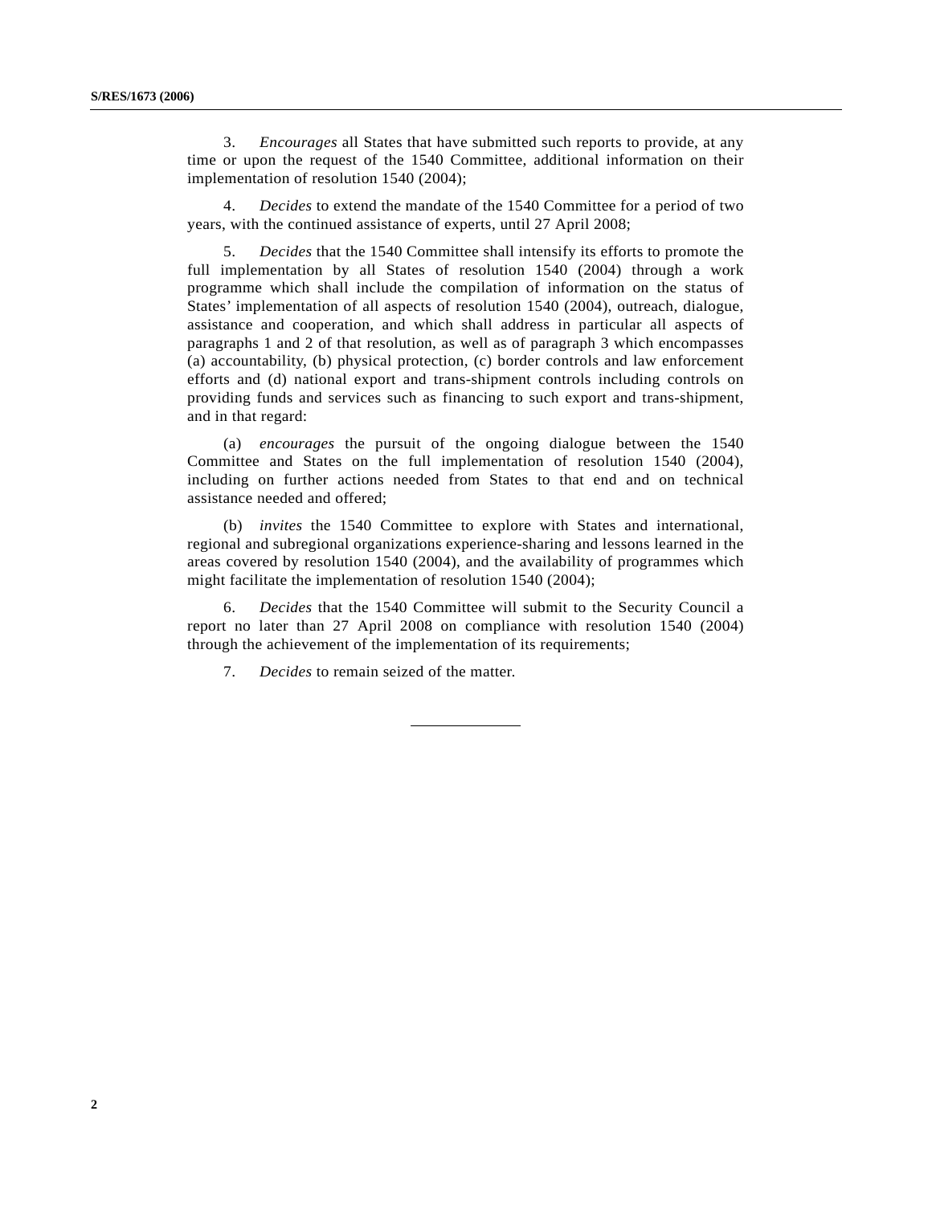3. *Encourages* all States that have submitted such reports to provide, at any time or upon the request of the 1540 Committee, additional information on their implementation of resolution 1540 (2004);

4. *Decides* to extend the mandate of the 1540 Committee for a period of two years, with the continued assistance of experts, until 27 April 2008;

5. *Decides* that the 1540 Committee shall intensify its efforts to promote the full implementation by all States of resolution 1540 (2004) through a work programme which shall include the compilation of information on the status of States' implementation of all aspects of resolution 1540 (2004), outreach, dialogue, assistance and cooperation, and which shall address in particular all aspects of paragraphs 1 and 2 of that resolution, as well as of paragraph 3 which encompasses (a) accountability, (b) physical protection, (c) border controls and law enforcement efforts and (d) national export and trans-shipment controls including controls on providing funds and services such as financing to such export and trans-shipment, and in that regard:

(a) *encourages* the pursuit of the ongoing dialogue between the 1540 Committee and States on the full implementation of resolution 1540 (2004), including on further actions needed from States to that end and on technical assistance needed and offered;

(b) *invites* the 1540 Committee to explore with States and international, regional and subregional organizations experience-sharing and lessons learned in the areas covered by resolution 1540 (2004), and the availability of programmes which might facilitate the implementation of resolution 1540 (2004);

6. *Decides* that the 1540 Committee will submit to the Security Council a report no later than 27 April 2008 on compliance with resolution 1540 (2004) through the achievement of the implementation of its requirements;

7. *Decides* to remain seized of the matter.